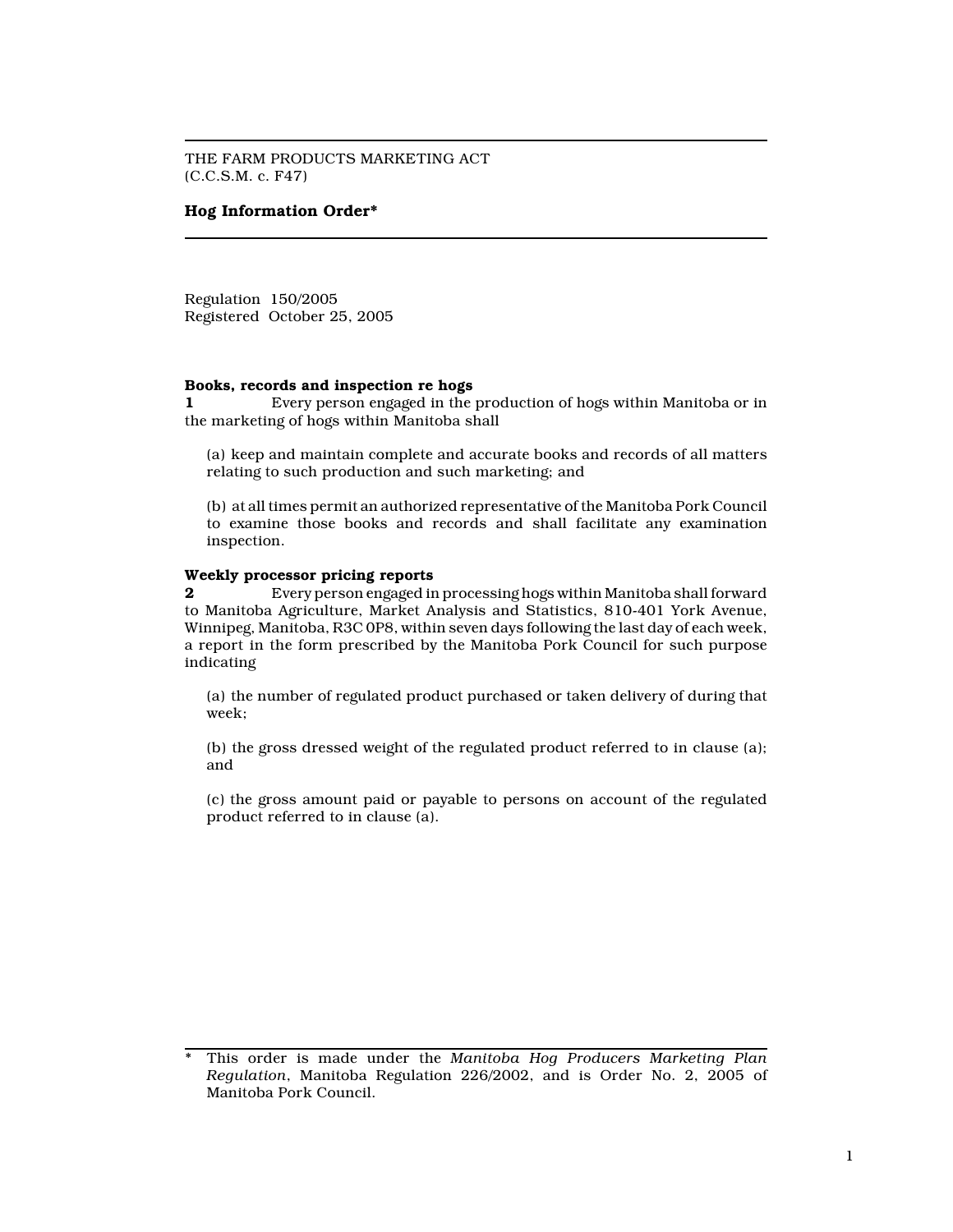THE FARM PRODUCTS MARKETING ACT
(C.C.S.M. c. F47)

# Hog Information Order*

Regulation 150/2005
Registered October 25, 2005

### Books, records and inspection re hogs

**1** Every person engaged in the production of hogs within Manitoba or in the marketing of hogs within Manitoba shall

(a) keep and maintain complete and accurate books and records of all matters relating to such production and such marketing; and

(b) at all times permit an authorized representative of the Manitoba Pork Council to examine those books and records and shall facilitate any examination inspection.

### Weekly processor pricing reports

**2** Every person engaged in processing hogs within Manitoba shall forward to Manitoba Agriculture, Market Analysis and Statistics, 810-401 York Avenue, Winnipeg, Manitoba, R3C 0P8, within seven days following the last day of each week, a report in the form prescribed by the Manitoba Pork Council for such purpose indicating

(a) the number of regulated product purchased or taken delivery of during that week;

(b) the gross dressed weight of the regulated product referred to in clause (a); and

(c) the gross amount paid or payable to persons on account of the regulated product referred to in clause (a).

---

* This order is made under the *Manitoba Hog Producers Marketing Plan Regulation*, Manitoba Regulation 226/2002, and is Order No. 2, 2005 of Manitoba Pork Council.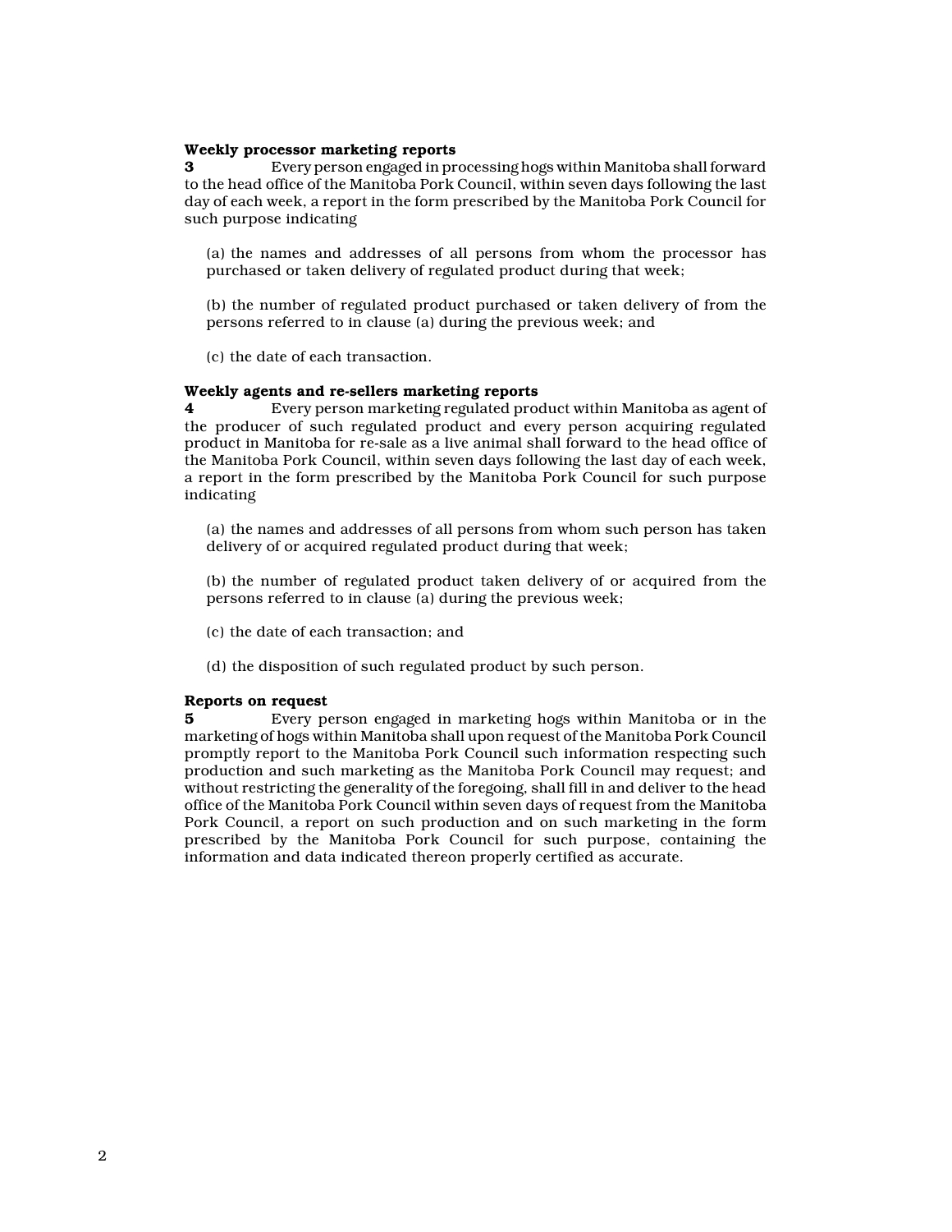**Weekly processor marketing reports**

**3** Every person engaged in processing hogs within Manitoba shall forward to the head office of the Manitoba Pork Council, within seven days following the last day of each week, a report in the form prescribed by the Manitoba Pork Council for such purpose indicating

(a) the names and addresses of all persons from whom the processor has purchased or taken delivery of regulated product during that week;

(b) the number of regulated product purchased or taken delivery of from the persons referred to in clause (a) during the previous week; and

(c) the date of each transaction.

**Weekly agents and re-sellers marketing reports**

**4** Every person marketing regulated product within Manitoba as agent of the producer of such regulated product and every person acquiring regulated product in Manitoba for re-sale as a live animal shall forward to the head office of the Manitoba Pork Council, within seven days following the last day of each week, a report in the form prescribed by the Manitoba Pork Council for such purpose indicating

(a) the names and addresses of all persons from whom such person has taken delivery of or acquired regulated product during that week;

(b) the number of regulated product taken delivery of or acquired from the persons referred to in clause (a) during the previous week;

(c) the date of each transaction; and

(d) the disposition of such regulated product by such person.

**Reports on request**

**5** Every person engaged in marketing hogs within Manitoba or in the marketing of hogs within Manitoba shall upon request of the Manitoba Pork Council promptly report to the Manitoba Pork Council such information respecting such production and such marketing as the Manitoba Pork Council may request; and without restricting the generality of the foregoing, shall fill in and deliver to the head office of the Manitoba Pork Council within seven days of request from the Manitoba Pork Council, a report on such production and on such marketing in the form prescribed by the Manitoba Pork Council for such purpose, containing the information and data indicated thereon properly certified as accurate.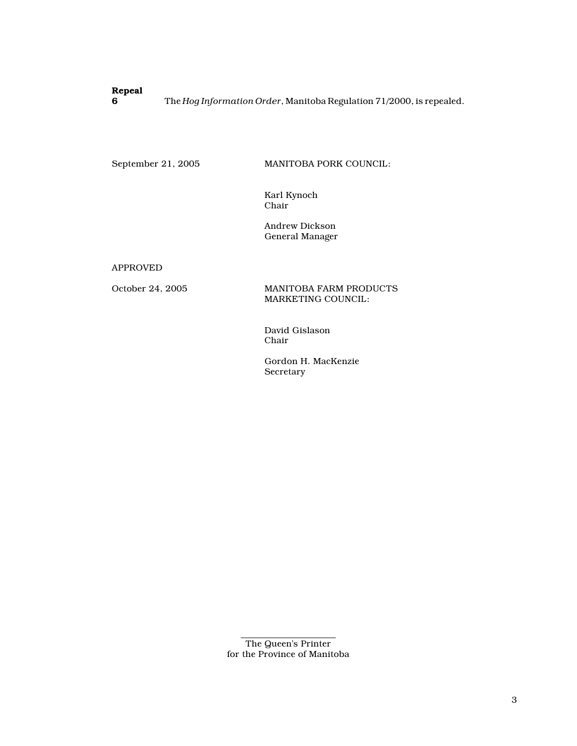**Repeal**

**6** The *Hog Information Order*, Manitoba Regulation 71/2000, is repealed.

September 21, 2005

MANITOBA PORK COUNCIL:

Karl Kynoch
Chair

Andrew Dickson
General Manager

APPROVED

October 24, 2005

MANITOBA FARM PRODUCTS MARKETING COUNCIL:

David Gislason
Chair

Gordon H. MacKenzie
Secretary

The Queen's Printer
for the Province of Manitoba